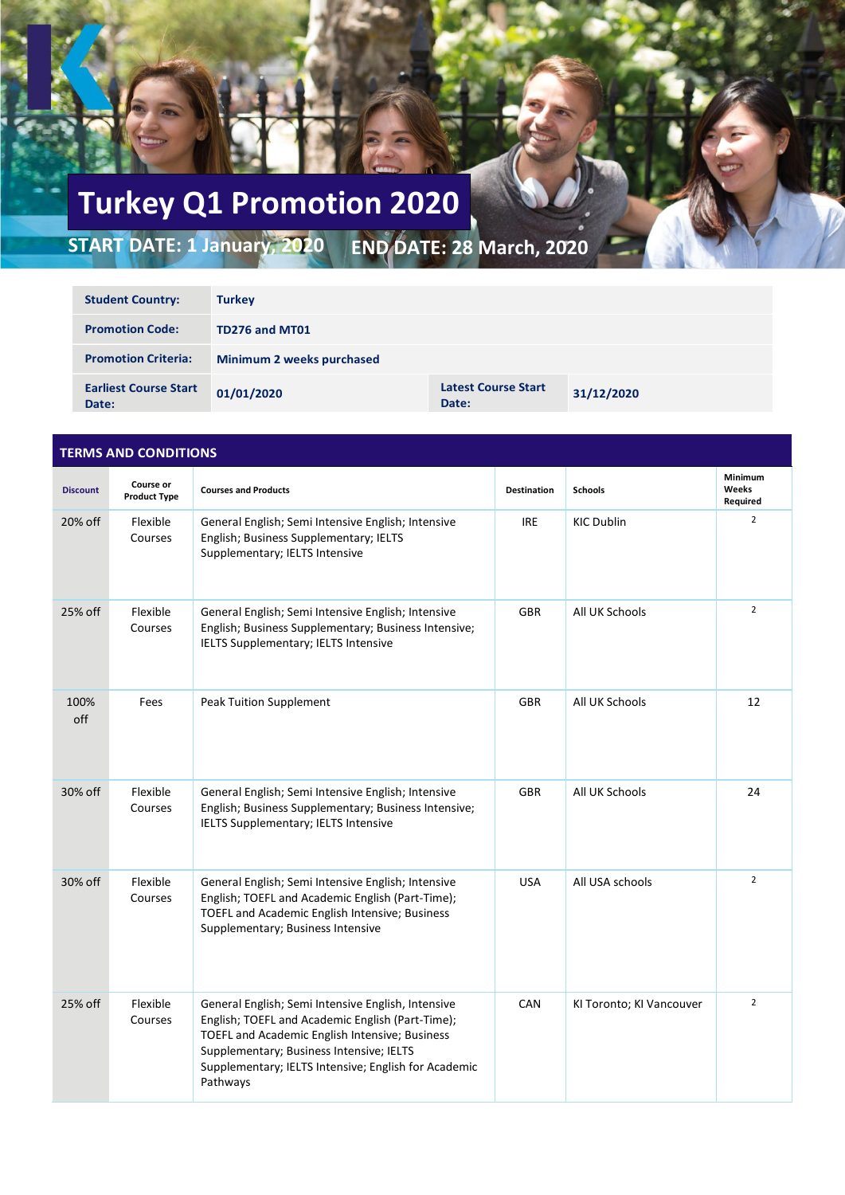# Turkey Q1 Promotion 2020

**START DATE: 1 January, 2020** **END DATE: 28 March, 2020**

| | | | |
|---|---|---|---|
| **Student Country:** | **Turkey** | | |
| **Promotion Code:** | **TD276 and MT01** | | |
| **Promotion Criteria:** | **Minimum 2 weeks purchased** | | |
| **Earliest Course Start Date:** | **01/01/2020** | **Latest Course Start Date:** | **31/12/2020** |

## TERMS AND CONDITIONS

| Discount | Course or Product Type | Courses and Products | Destination | Schools | Minimum Weeks Required |
|---|---|---|---|---|---|
| 20% off | Flexible Courses | General English; Semi Intensive English; Intensive English; Business Supplementary; IELTS Supplementary; IELTS Intensive | IRE | KIC Dublin | 2 |
| 25% off | Flexible Courses | General English; Semi Intensive English; Intensive English; Business Supplementary; Business Intensive; IELTS Supplementary; IELTS Intensive | GBR | All UK Schools | 2 |
| 100% off | Fees | Peak Tuition Supplement | GBR | All UK Schools | 12 |
| 30% off | Flexible Courses | General English; Semi Intensive English; Intensive English; Business Supplementary; Business Intensive; IELTS Supplementary; IELTS Intensive | GBR | All UK Schools | 24 |
| 30% off | Flexible Courses | General English; Semi Intensive English; Intensive English; TOEFL and Academic English (Part-Time); TOEFL and Academic English Intensive; Business Supplementary; Business Intensive | USA | All USA schools | 2 |
| 25% off | Flexible Courses | General English; Semi Intensive English, Intensive English; TOEFL and Academic English (Part-Time); TOEFL and Academic English Intensive; Business Supplementary; Business Intensive; IELTS Supplementary; IELTS Intensive; English for Academic Pathways | CAN | KI Toronto; KI Vancouver | 2 |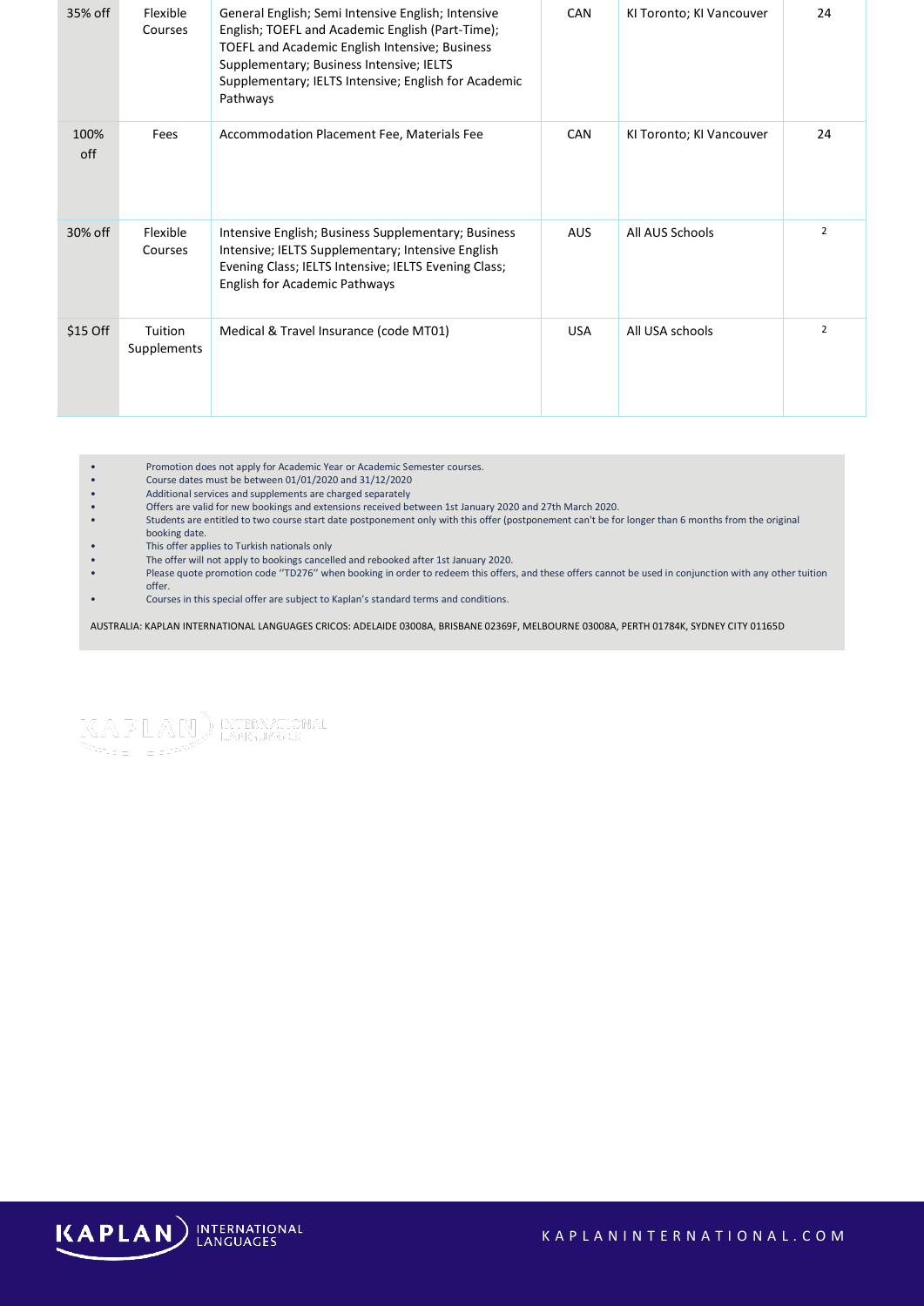| | | | | | |
|---|---|---|---|---|---|
| 35% off | Flexible Courses | General English; Semi Intensive English; Intensive English; TOEFL and Academic English (Part-Time); TOEFL and Academic English Intensive; Business Supplementary; Business Intensive; IELTS Supplementary; IELTS Intensive; English for Academic Pathways | CAN | KI Toronto; KI Vancouver | 24 |
| 100% off | Fees | Accommodation Placement Fee, Materials Fee | CAN | KI Toronto; KI Vancouver | 24 |
| 30% off | Flexible Courses | Intensive English; Business Supplementary; Business Intensive; IELTS Supplementary; Intensive English Evening Class; IELTS Intensive; IELTS Evening Class; English for Academic Pathways | AUS | All AUS Schools | 2 |
| $15 Off | Tuition Supplements | Medical & Travel Insurance (code MT01) | USA | All USA schools | 2 |

- Promotion does not apply for Academic Year or Academic Semester courses.
- Course dates must be between 01/01/2020 and 31/12/2020
- Additional services and supplements are charged separately
- Offers are valid for new bookings and extensions received between 1st January 2020 and 27th March 2020.
- Students are entitled to two course start date postponement only with this offer (postponement can't be for longer than 6 months from the original booking date.
- This offer applies to Turkish nationals only
- The offer will not apply to bookings cancelled and rebooked after 1st January 2020.
- Please quote promotion code "TD276" when booking in order to redeem this offers, and these offers cannot be used in conjunction with any other tuition offer.
- Courses in this special offer are subject to Kaplan's standard terms and conditions.

AUSTRALIA: KAPLAN INTERNATIONAL LANGUAGES CRICOS: ADELAIDE 03008A, BRISBANE 02369F, MELBOURNE 03008A, PERTH 01784K, SYDNEY CITY 01165D